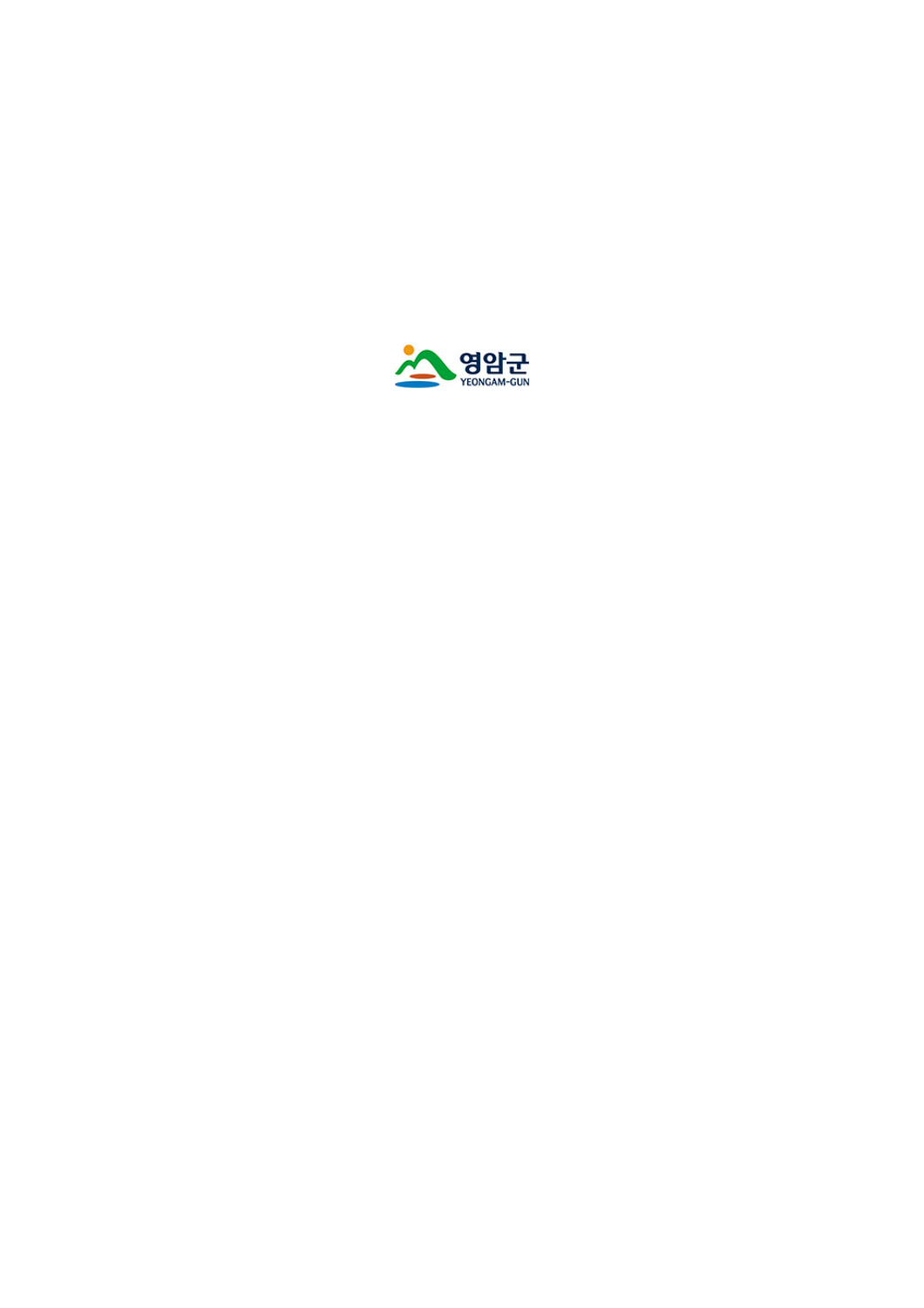영암군

YEONGAM-GUN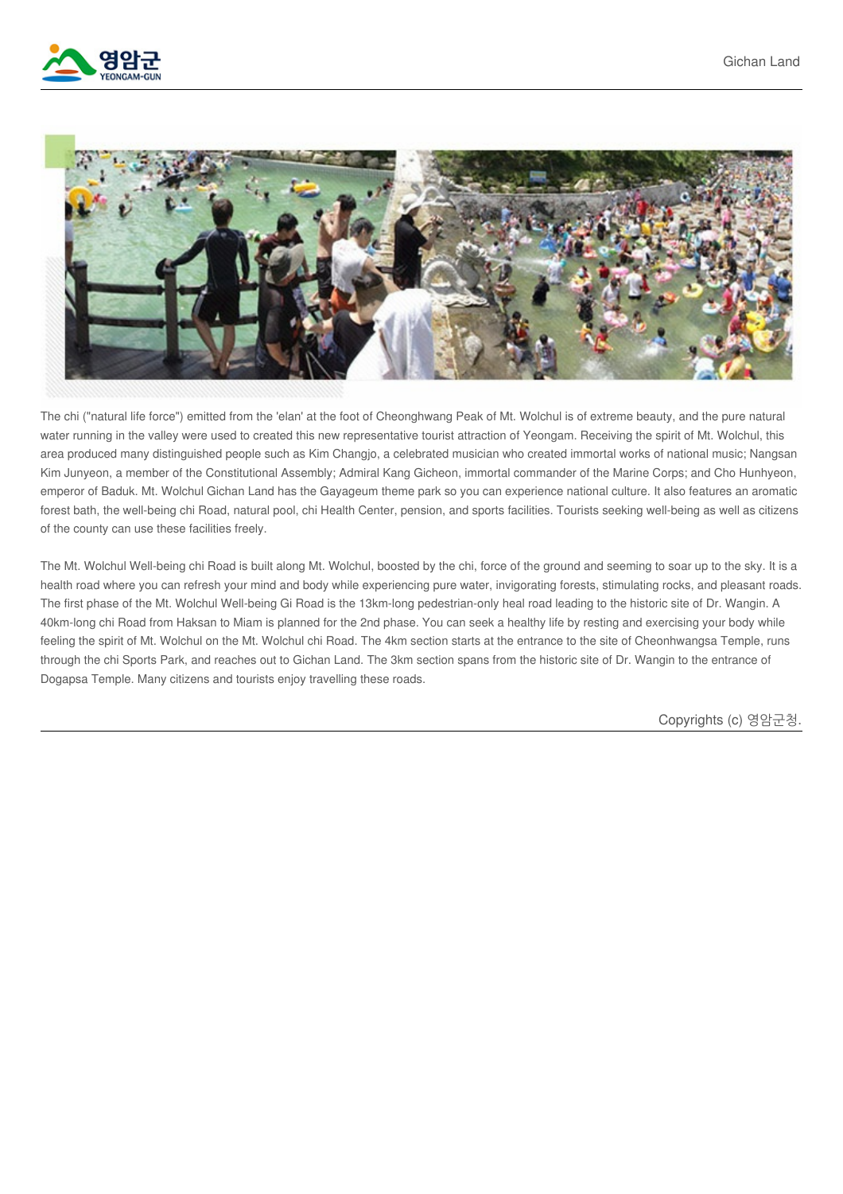The chi ("natural life force") emitted from the 'elan' at the foot of Cheonghwang Peak of Mt. Wolchul is of extreme beauty, and the pure natural water running in the valley were used to created this new representative tourist attraction of Yeongam. Receiving the spirit of Mt. Wolchul, this area produced many distinguished people such as Kim Changjo, a celebrated musician who created immortal works of national music; Nangsan Kim Junyeon, a member of the Constitutional Assembly; Admiral Kang Gicheon, immortal commander of the Marine Corps; and Cho Hunhyeon, emperor of Baduk. Mt. Wolchul Gichan Land has the Gayageum theme park so you can experience national culture. It also features an aromatic forest bath, the well-being chi Road, natural pool, chi Health Center, pension, and sports facilities. Tourists seeking well-being as well as citizens of the county can use these facilities freely.

The Mt. Wolchul Well-being chi Road is built along Mt. Wolchul, boosted by the chi, force of the ground and seeming to soar up to the sky. It is a health road where you can refresh your mind and body while experiencing pure water, invigorating forests, stimulating rocks, and pleasant roads. The first phase of the Mt. Wolchul Well-being Gi Road is the 13km-long pedestrian-only heal road leading to the historic site of Dr. Wangin. A 40km-long chi Road from Haksan to Miam is planned for the 2nd phase. You can seek a healthy life by resting and exercising your body while feeling the spirit of Mt. Wolchul on the Mt. Wolchul chi Road. The 4km section starts at the entrance to the site of Cheonhwangsa Temple, runs through the chi Sports Park, and reaches out to Gichan Land. The 3km section spans from the historic site of Dr. Wangin to the entrance of Dogapsa Temple. Many citizens and tourists enjoy travelling these roads.

Copyrights (c) 영암군청.